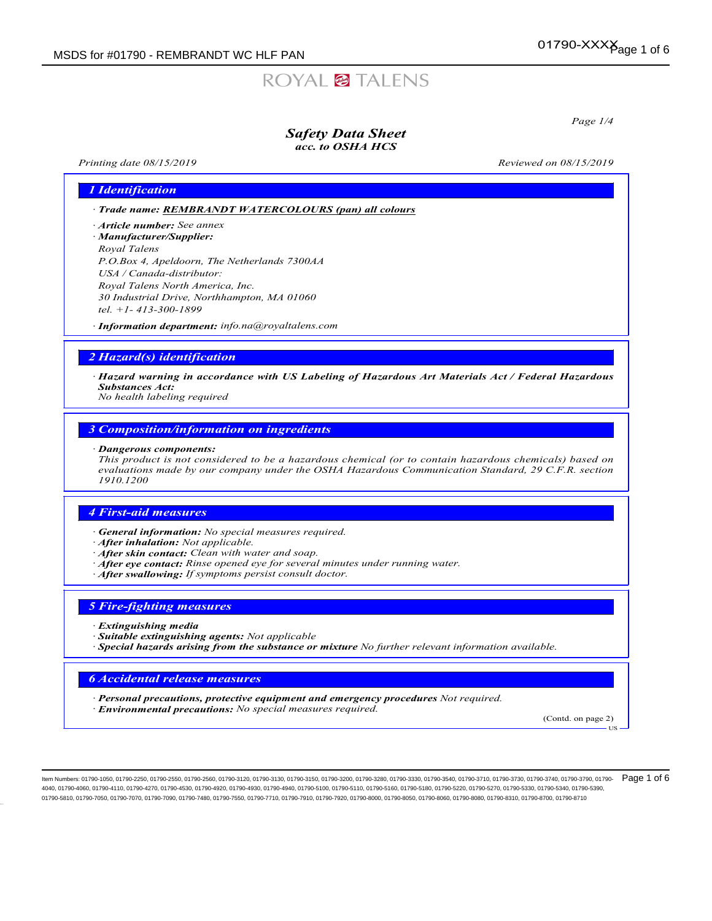ROYAL TALENS

# Safety Data Sheet
*acc. to OSHA HCS*

*Printing date 08/15/2019* *Reviewed on 08/15/2019*

## 1 Identification

· **Trade name:** **REMBRANDT WATERCOLOURS (pan) all colours**

· **Article number:** See annex

· **Manufacturer/Supplier:**
Royal Talens
P.O.Box 4, Apeldoorn, The Netherlands 7300AA
USA / Canada-distributor:
Royal Talens North America, Inc.
30 Industrial Drive, Northhampton, MA 01060
tel. +1- 413-300-1899

· **Information department:** info.na@royaltalens.com

## 2 Hazard(s) identification

· **Hazard warning in accordance with US Labeling of Hazardous Art Materials Act / Federal Hazardous Substances Act:**
No health labeling required

## 3 Composition/information on ingredients

· **Dangerous components:**
This product is not considered to be a hazardous chemical (or to contain hazardous chemicals) based on evaluations made by our company under the OSHA Hazardous Communication Standard, 29 C.F.R. section 1910.1200

## 4 First-aid measures

· **General information:** No special measures required.
· **After inhalation:** Not applicable.
· **After skin contact:** Clean with water and soap.
· **After eye contact:** Rinse opened eye for several minutes under running water.
· **After swallowing:** If symptoms persist consult doctor.

## 5 Fire-fighting measures

· **Extinguishing media**
· **Suitable extinguishing agents:** Not applicable
· **Special hazards arising from the substance or mixture** No further relevant information available.

## 6 Accidental release measures

· **Personal precautions, protective equipment and emergency procedures** Not required.
· **Environmental precautions:** No special measures required.

(Contd. on page 2)

Item Numbers: 01790-1050, 01790-2250, 01790-2550, 01790-2560, 01790-3120, 01790-3130, 01790-3150, 01790-3200, 01790-3280, 01790-3330, 01790-3540, 01790-3710, 01790-3730, 01790-3740, 01790-3790, 01790-4040, 01790-4060, 01790-4110, 01790-4270, 01790-4530, 01790-4920, 01790-4930, 01790-4940, 01790-5100, 01790-5110, 01790-5160, 01790-5180, 01790-5220, 01790-5270, 01790-5330, 01790-5340, 01790-5390, 01790-5810, 01790-7050, 01790-7070, 01790-7090, 01790-7480, 01790-7550, 01790-7710, 01790-7910, 01790-7920, 01790-8000, 01790-8050, 01790-8060, 01790-8080, 01790-8310, 01790-8700, 01790-8710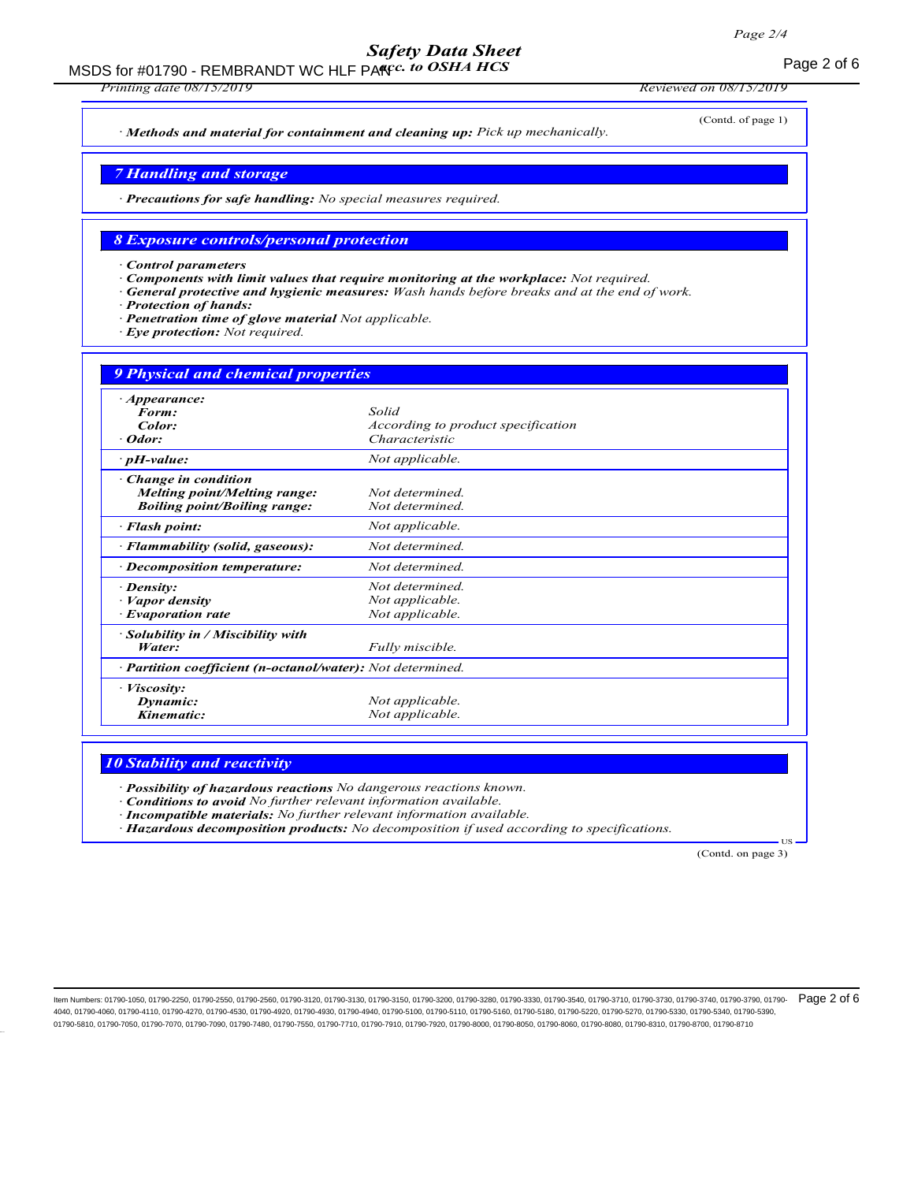(Contd. of page 1)

· **Methods and material for containment and cleaning up:** *Pick up mechanically.*

## 7 Handling and storage

· **Precautions for safe handling:** *No special measures required.*

## 8 Exposure controls/personal protection

· **Control parameters**
· **Components with limit values that require monitoring at the workplace:** *Not required.*
· **General protective and hygienic measures:** *Wash hands before breaks and at the end of work.*
· **Protection of hands:**
· **Penetration time of glove material** *Not applicable.*
· **Eye protection:** *Not required.*

## 9 Physical and chemical properties

| | |
|---|---|
| · **Appearance:** | |
| **Form:** | *Solid* |
| **Color:** | *According to product specification* |
| · **Odor:** | *Characteristic* |
| · **pH-value:** | *Not applicable.* |
| · **Change in condition** | |
| **Melting point/Melting range:** | *Not determined.* |
| **Boiling point/Boiling range:** | *Not determined.* |
| · **Flash point:** | *Not applicable.* |
| · **Flammability (solid, gaseous):** | *Not determined.* |
| · **Decomposition temperature:** | *Not determined.* |
| · **Density:** | *Not determined.* |
| · **Vapor density** | *Not applicable.* |
| · **Evaporation rate** | *Not applicable.* |
| · **Solubility in / Miscibility with** | |
| **Water:** | *Fully miscible.* |
| · **Partition coefficient (n-octanol/water):** | *Not determined.* |
| · **Viscosity:** | |
| **Dynamic:** | *Not applicable.* |
| **Kinematic:** | *Not applicable.* |

## 10 Stability and reactivity

· **Possibility of hazardous reactions** *No dangerous reactions known.*
· **Conditions to avoid** *No further relevant information available.*
· **Incompatible materials:** *No further relevant information available.*
· **Hazardous decomposition products:** *No decomposition if used according to specifications.*

(Contd. on page 3)

Item Numbers: 01790-1050, 01790-2250, 01790-2550, 01790-2560, 01790-3120, 01790-3130, 01790-3150, 01790-3200, 01790-3280, 01790-3330, 01790-3540, 01790-3710, 01790-3730, 01790-3740, 01790-3790, 01790-4040, 01790-4060, 01790-4110, 01790-4270, 01790-4530, 01790-4920, 01790-4930, 01790-4940, 01790-5100, 01790-5110, 01790-5160, 01790-5180, 01790-5220, 01790-5270, 01790-5330, 01790-5340, 01790-5390, 01790-5810, 01790-7050, 01790-7070, 01790-7090, 01790-7480, 01790-7550, 01790-7710, 01790-7910, 01790-7920, 01790-8000, 01790-8050, 01790-8060, 01790-8080, 01790-8310, 01790-8700, 01790-8710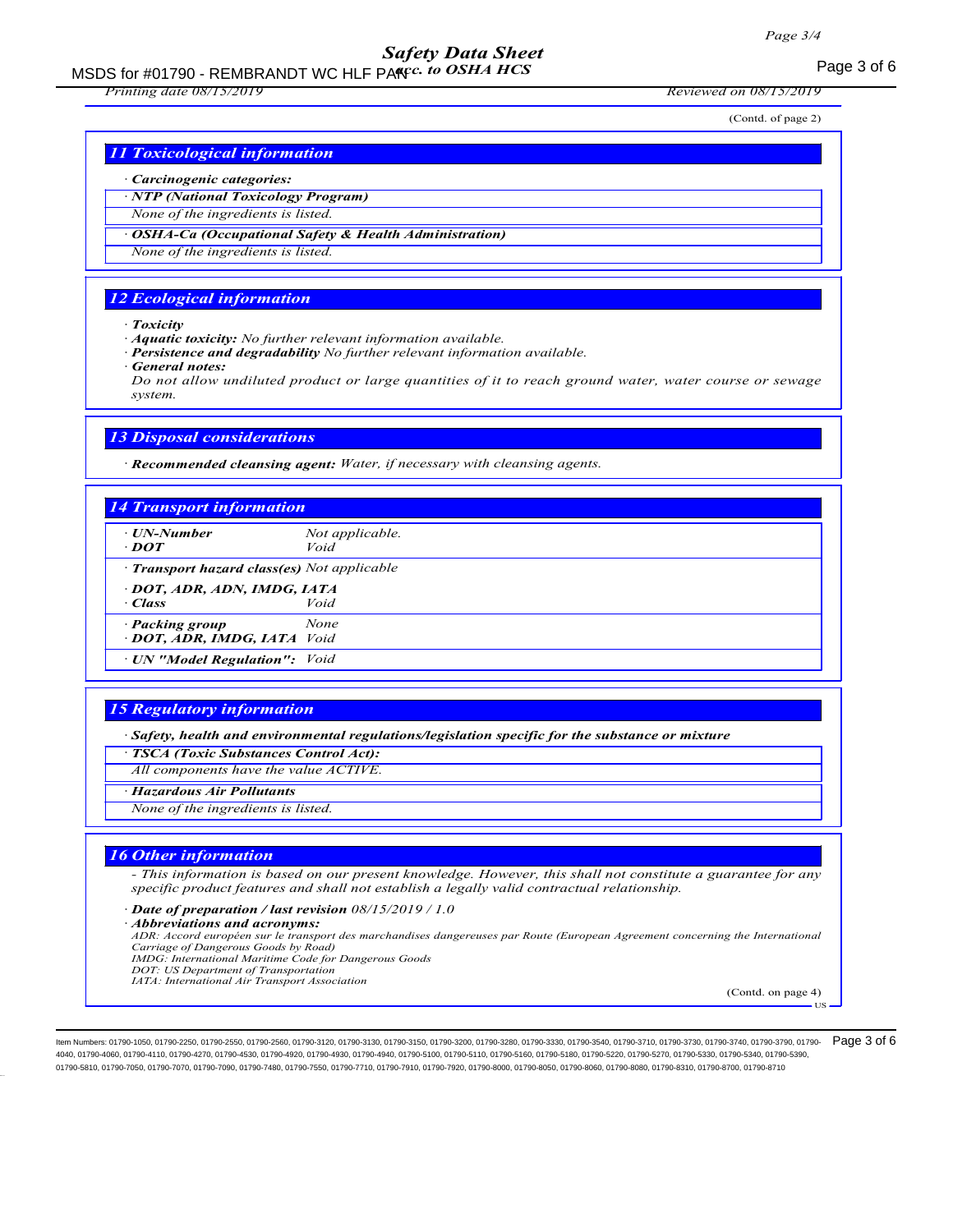(Contd. of page 2)

## 11 Toxicological information

· **Carcinogenic categories:**

· **NTP (National Toxicology Program)**

None of the ingredients is listed.

· **OSHA-Ca (Occupational Safety & Health Administration)**

None of the ingredients is listed.

## 12 Ecological information

· **Toxicity**

· **Aquatic toxicity:** No further relevant information available.

· **Persistence and degradability** No further relevant information available.

· **General notes:**

Do not allow undiluted product or large quantities of it to reach ground water, water course or sewage system.

## 13 Disposal considerations

· **Recommended cleansing agent:** Water, if necessary with cleansing agents.

## 14 Transport information

· **UN-Number**
· **DOT** Not applicable.
Void

· **Transport hazard class(es)** Not applicable

· **DOT, ADR, ADN, IMDG, IATA**
· **Class** Void

· **Packing group** None
· **DOT, ADR, IMDG, IATA** Void

· **UN "Model Regulation":** Void

## 15 Regulatory information

· **Safety, health and environmental regulations/legislation specific for the substance or mixture**

· **TSCA (Toxic Substances Control Act):**

All components have the value ACTIVE.

· **Hazardous Air Pollutants**

None of the ingredients is listed.

## 16 Other information

- This information is based on our present knowledge. However, this shall not constitute a guarantee for any specific product features and shall not establish a legally valid contractual relationship.

· **Date of preparation / last revision** 08/15/2019 / 1.0

· **Abbreviations and acronyms:**

ADR: Accord européen sur le transport des marchandises dangereuses par Route (European Agreement concerning the International Carriage of Dangerous Goods by Road)
IMDG: International Maritime Code for Dangerous Goods
DOT: US Department of Transportation
IATA: International Air Transport Association

(Contd. on page 4)

Item Numbers: 01790-1050, 01790-2250, 01790-2550, 01790-2560, 01790-3120, 01790-3130, 01790-3150, 01790-3200, 01790-3280, 01790-3330, 01790-3540, 01790-3710, 01790-3730, 01790-3740, 01790-3790, 01790-4040, 01790-4060, 01790-4110, 01790-4270, 01790-4530, 01790-4920, 01790-4930, 01790-4940, 01790-5100, 01790-5110, 01790-5160, 01790-5180, 01790-5220, 01790-5270, 01790-5330, 01790-5340, 01790-5390, 01790-5810, 01790-7050, 01790-7070, 01790-7090, 01790-7480, 01790-7550, 01790-7710, 01790-7910, 01790-7920, 01790-8000, 01790-8050, 01790-8060, 01790-8080, 01790-8310, 01790-8700, 01790-8710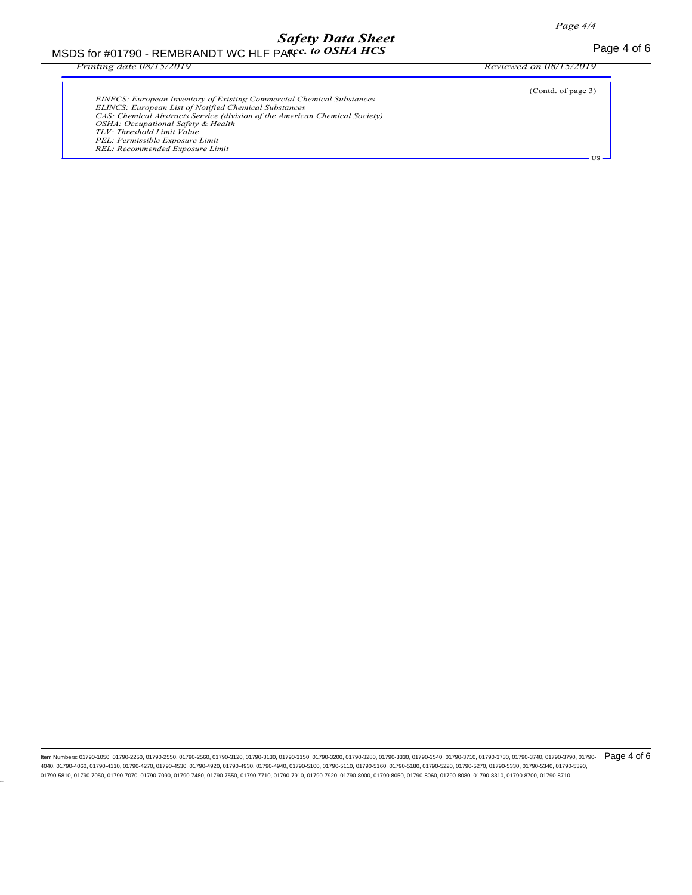(Contd. of page 3)

*EINECS: European Inventory of Existing Commercial Chemical Substances*
*ELINCS: European List of Notified Chemical Substances*
*CAS: Chemical Abstracts Service (division of the American Chemical Society)*
*OSHA: Occupational Safety & Health*
*TLV: Threshold Limit Value*
*PEL: Permissible Exposure Limit*
*REL: Recommended Exposure Limit*

US

Item Numbers: 01790-1050, 01790-2250, 01790-2550, 01790-2560, 01790-3120, 01790-3130, 01790-3150, 01790-3200, 01790-3280, 01790-3330, 01790-3540, 01790-3710, 01790-3730, 01790-3740, 01790-3790, 01790-4040, 01790-4060, 01790-4110, 01790-4270, 01790-4530, 01790-4920, 01790-4930, 01790-4940, 01790-5100, 01790-5110, 01790-5160, 01790-5180, 01790-5220, 01790-5270, 01790-5330, 01790-5340, 01790-5390, 01790-5810, 01790-7050, 01790-7070, 01790-7090, 01790-7480, 01790-7550, 01790-7710, 01790-7910, 01790-7920, 01790-8000, 01790-8050, 01790-8060, 01790-8080, 01790-8310, 01790-8700, 01790-8710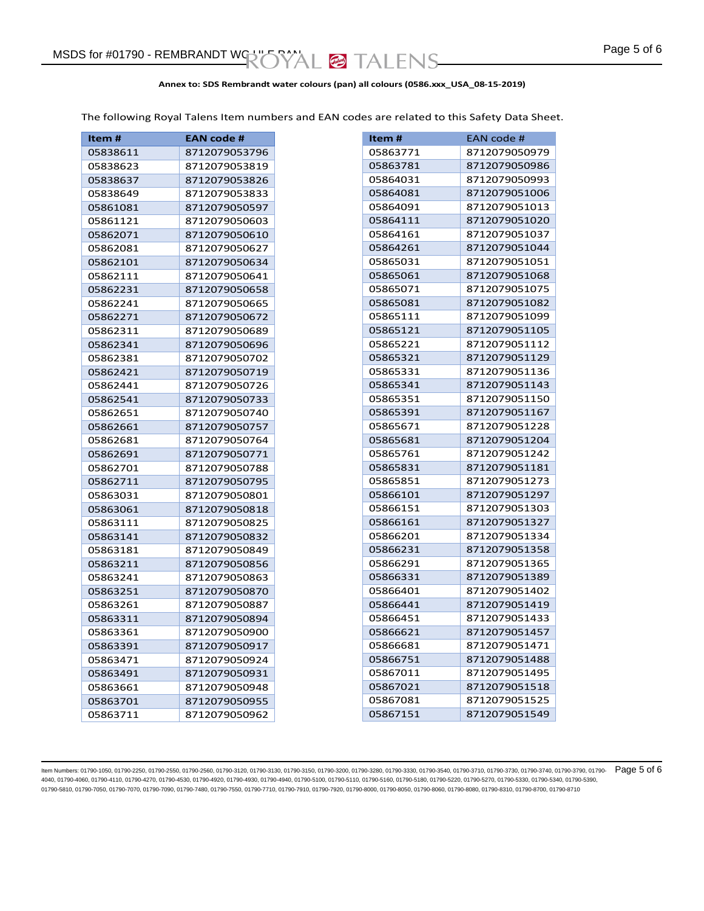**Annex to: SDS Rembrandt water colours (pan) all colours (0586.xxx_USA_08-15-2019)**

The following Royal Talens Item numbers and EAN codes are related to this Safety Data Sheet.

| Item # | EAN code # |
|---|---|
| 05838611 | 8712079053796 |
| 05838623 | 8712079053819 |
| 05838637 | 8712079053826 |
| 05838649 | 8712079053833 |
| 05861081 | 8712079050597 |
| 05861121 | 8712079050603 |
| 05862071 | 8712079050610 |
| 05862081 | 8712079050627 |
| 05862101 | 8712079050634 |
| 05862111 | 8712079050641 |
| 05862231 | 8712079050658 |
| 05862241 | 8712079050665 |
| 05862271 | 8712079050672 |
| 05862311 | 8712079050689 |
| 05862341 | 8712079050696 |
| 05862381 | 8712079050702 |
| 05862421 | 8712079050719 |
| 05862441 | 8712079050726 |
| 05862541 | 8712079050733 |
| 05862651 | 8712079050740 |
| 05862661 | 8712079050757 |
| 05862681 | 8712079050764 |
| 05862691 | 8712079050771 |
| 05862701 | 8712079050788 |
| 05862711 | 8712079050795 |
| 05863031 | 8712079050801 |
| 05863061 | 8712079050818 |
| 05863111 | 8712079050825 |
| 05863141 | 8712079050832 |
| 05863181 | 8712079050849 |
| 05863211 | 8712079050856 |
| 05863241 | 8712079050863 |
| 05863251 | 8712079050870 |
| 05863261 | 8712079050887 |
| 05863311 | 8712079050894 |
| 05863361 | 8712079050900 |
| 05863391 | 8712079050917 |
| 05863471 | 8712079050924 |
| 05863491 | 8712079050931 |
| 05863661 | 8712079050948 |
| 05863701 | 8712079050955 |
| 05863711 | 8712079050962 |

| Item # | EAN code # |
|---|---|
| 05863771 | 8712079050979 |
| 05863781 | 8712079050986 |
| 05864031 | 8712079050993 |
| 05864081 | 8712079051006 |
| 05864091 | 8712079051013 |
| 05864111 | 8712079051020 |
| 05864161 | 8712079051037 |
| 05864261 | 8712079051044 |
| 05865031 | 8712079051051 |
| 05865061 | 8712079051068 |
| 05865071 | 8712079051075 |
| 05865081 | 8712079051082 |
| 05865111 | 8712079051099 |
| 05865121 | 8712079051105 |
| 05865221 | 8712079051112 |
| 05865321 | 8712079051129 |
| 05865331 | 8712079051136 |
| 05865341 | 8712079051143 |
| 05865351 | 8712079051150 |
| 05865391 | 8712079051167 |
| 05865671 | 8712079051228 |
| 05865681 | 8712079051204 |
| 05865761 | 8712079051242 |
| 05865831 | 8712079051181 |
| 05865851 | 8712079051273 |
| 05866101 | 8712079051297 |
| 05866151 | 8712079051303 |
| 05866161 | 8712079051327 |
| 05866201 | 8712079051334 |
| 05866231 | 8712079051358 |
| 05866291 | 8712079051365 |
| 05866331 | 8712079051389 |
| 05866401 | 8712079051402 |
| 05866441 | 8712079051419 |
| 05866451 | 8712079051433 |
| 05866621 | 8712079051457 |
| 05866681 | 8712079051471 |
| 05866751 | 8712079051488 |
| 05867011 | 8712079051495 |
| 05867021 | 8712079051518 |
| 05867081 | 8712079051525 |
| 05867151 | 8712079051549 |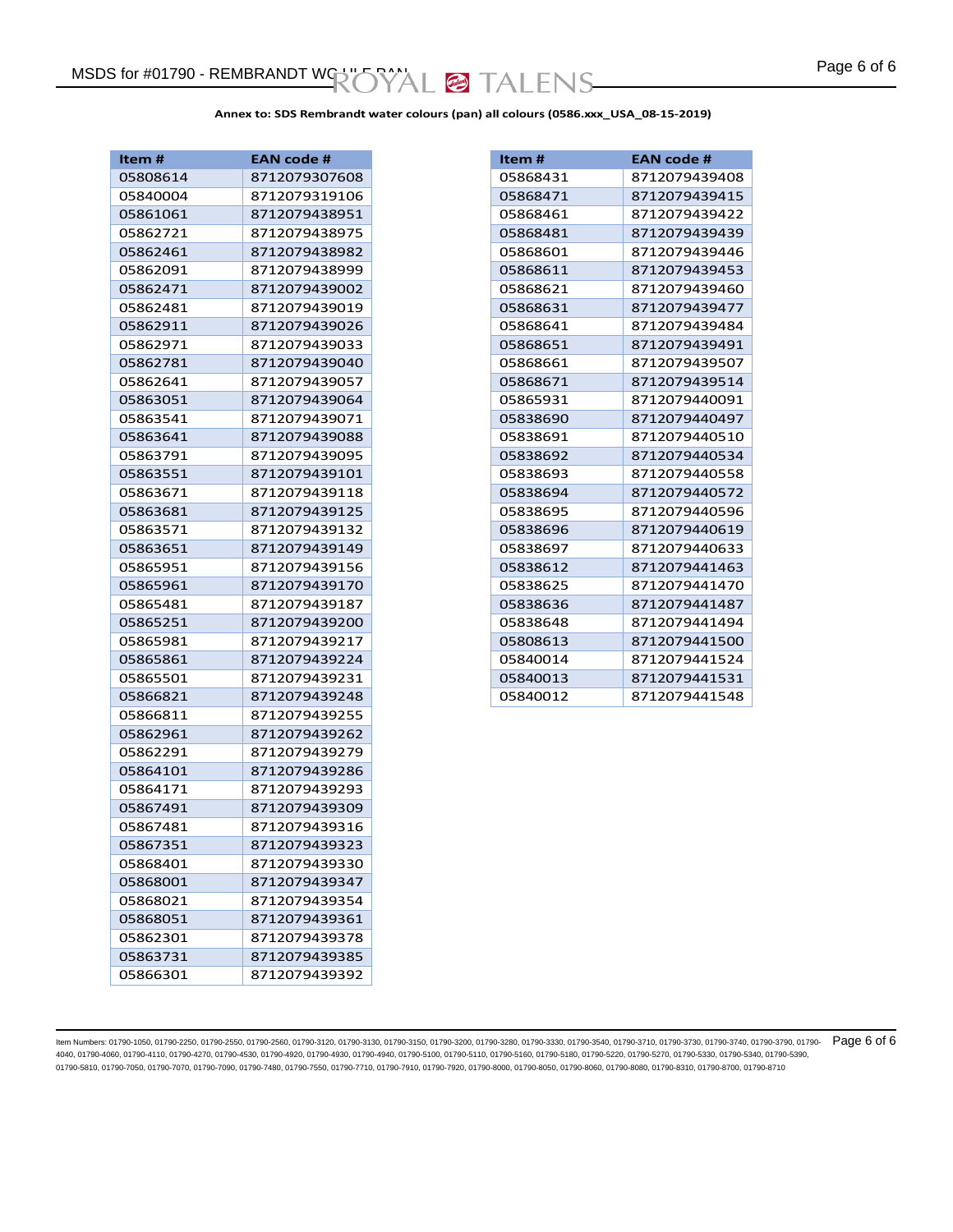**Annex to: SDS Rembrandt water colours (pan) all colours (0586.xxx_USA_08-15-2019)**

| Item # | EAN code # |
|---|---|
| 05808614 | 8712079307608 |
| 05840004 | 8712079319106 |
| 05861061 | 8712079438951 |
| 05862721 | 8712079438975 |
| 05862461 | 8712079438982 |
| 05862091 | 8712079438999 |
| 05862471 | 8712079439002 |
| 05862481 | 8712079439019 |
| 05862911 | 8712079439026 |
| 05862971 | 8712079439033 |
| 05862781 | 8712079439040 |
| 05862641 | 8712079439057 |
| 05863051 | 8712079439064 |
| 05863541 | 8712079439071 |
| 05863641 | 8712079439088 |
| 05863791 | 8712079439095 |
| 05863551 | 8712079439101 |
| 05863671 | 8712079439118 |
| 05863681 | 8712079439125 |
| 05863571 | 8712079439132 |
| 05863651 | 8712079439149 |
| 05865951 | 8712079439156 |
| 05865961 | 8712079439170 |
| 05865481 | 8712079439187 |
| 05865251 | 8712079439200 |
| 05865981 | 8712079439217 |
| 05865861 | 8712079439224 |
| 05865501 | 8712079439231 |
| 05866821 | 8712079439248 |
| 05866811 | 8712079439255 |
| 05862961 | 8712079439262 |
| 05862291 | 8712079439279 |
| 05864101 | 8712079439286 |
| 05864171 | 8712079439293 |
| 05867491 | 8712079439309 |
| 05867481 | 8712079439316 |
| 05867351 | 8712079439323 |
| 05868401 | 8712079439330 |
| 05868001 | 8712079439347 |
| 05868021 | 8712079439354 |
| 05868051 | 8712079439361 |
| 05862301 | 8712079439378 |
| 05863731 | 8712079439385 |
| 05866301 | 8712079439392 |
| 05868431 | 8712079439408 |
| 05868471 | 8712079439415 |
| 05868461 | 8712079439422 |
| 05868481 | 8712079439439 |
| 05868601 | 8712079439446 |
| 05868611 | 8712079439453 |
| 05868621 | 8712079439460 |
| 05868631 | 8712079439477 |
| 05868641 | 8712079439484 |
| 05868651 | 8712079439491 |
| 05868661 | 8712079439507 |
| 05868671 | 8712079439514 |
| 05865931 | 8712079440091 |
| 05838690 | 8712079440497 |
| 05838691 | 8712079440510 |
| 05838692 | 8712079440534 |
| 05838693 | 8712079440558 |
| 05838694 | 8712079440572 |
| 05838695 | 8712079440596 |
| 05838696 | 8712079440619 |
| 05838697 | 8712079440633 |
| 05838612 | 8712079441463 |
| 05838625 | 8712079441470 |
| 05838636 | 8712079441487 |
| 05838648 | 8712079441494 |
| 05808613 | 8712079441500 |
| 05840014 | 8712079441524 |
| 05840013 | 8712079441531 |
| 05840012 | 8712079441548 |

Item Numbers: 01790-1050, 01790-2250, 01790-2550, 01790-2560, 01790-3120, 01790-3130, 01790-3150, 01790-3200, 01790-3280, 01790-3330, 01790-3540, 01790-3710, 01790-3730, 01790-3740, 01790-3790, 01790-4040, 01790-4060, 01790-4110, 01790-4270, 01790-4530, 01790-4920, 01790-4930, 01790-4940, 01790-5100, 01790-5110, 01790-5160, 01790-5180, 01790-5220, 01790-5270, 01790-5330, 01790-5340, 01790-5390, 01790-5810, 01790-7050, 01790-7070, 01790-7090, 01790-7480, 01790-7550, 01790-7710, 01790-7910, 01790-7920, 01790-8000, 01790-8050, 01790-8060, 01790-8080, 01790-8310, 01790-8700, 01790-8710